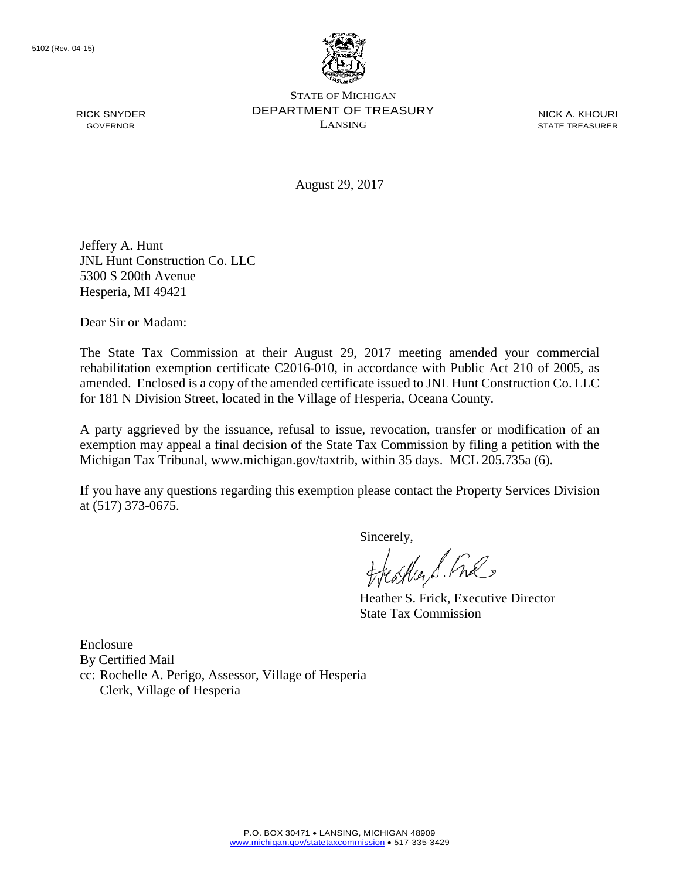5102 (Rev. 04-15)

STATE OF MICHIGAN
DEPARTMENT OF TREASURY
LANSING

RICK SNYDER
GOVERNOR

NICK A. KHOURI
STATE TREASURER

August 29, 2017

Jeffery A. Hunt
JNL Hunt Construction Co. LLC
5300 S 200th Avenue
Hesperia, MI 49421

Dear Sir or Madam:

The State Tax Commission at their August 29, 2017 meeting amended your commercial rehabilitation exemption certificate C2016-010, in accordance with Public Act 210 of 2005, as amended. Enclosed is a copy of the amended certificate issued to JNL Hunt Construction Co. LLC for 181 N Division Street, located in the Village of Hesperia, Oceana County.

A party aggrieved by the issuance, refusal to issue, revocation, transfer or modification of an exemption may appeal a final decision of the State Tax Commission by filing a petition with the Michigan Tax Tribunal, www.michigan.gov/taxtrib, within 35 days. MCL 205.735a (6).

If you have any questions regarding this exemption please contact the Property Services Division at (517) 373-0675.

Sincerely,

Heather S. Frick, Executive Director
State Tax Commission

Enclosure
By Certified Mail
cc: Rochelle A. Perigo, Assessor, Village of Hesperia
Clerk, Village of Hesperia

P.O. BOX 30471 • LANSING, MICHIGAN 48909
www.michigan.gov/statetaxcommission • 517-335-3429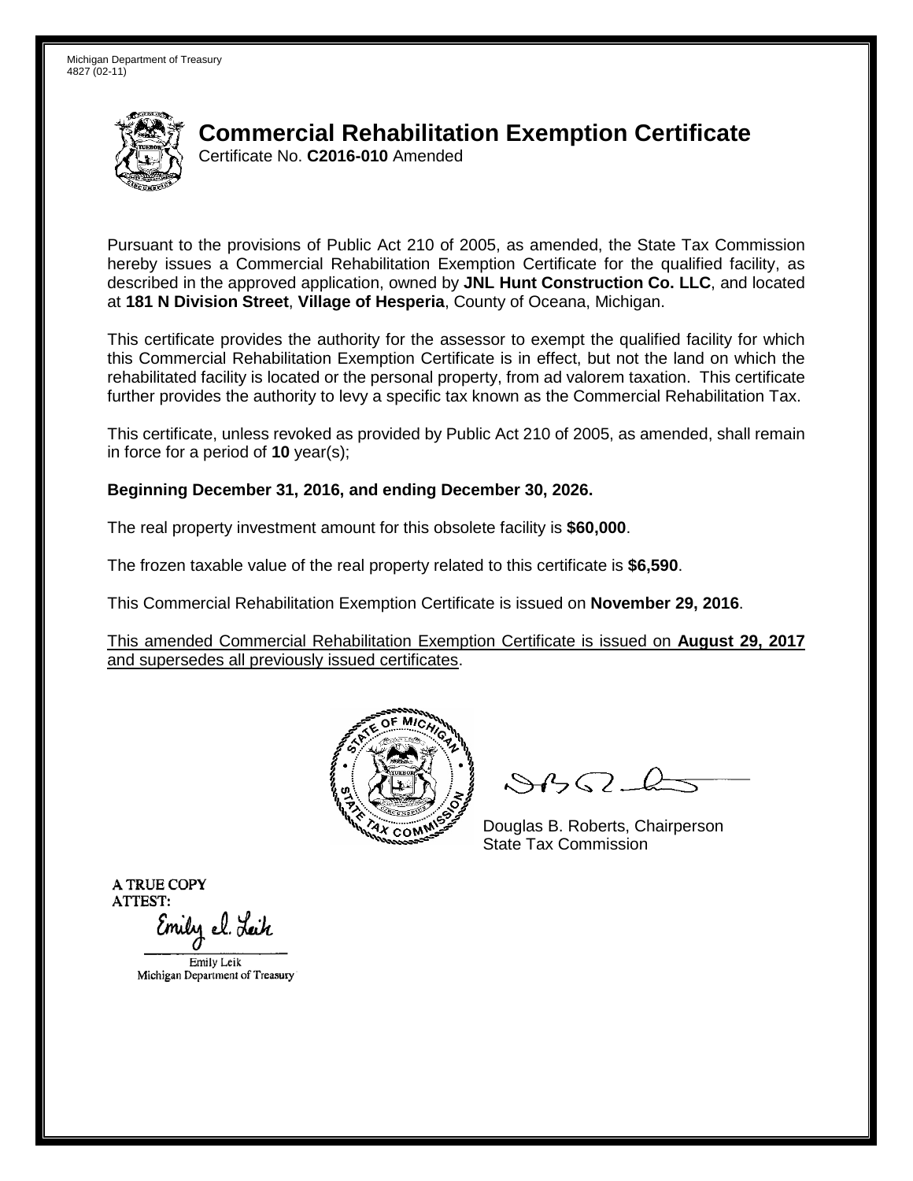Michigan Department of Treasury
4827 (02-11)

# Commercial Rehabilitation Exemption Certificate

Certificate No. **C2016-010** Amended

Pursuant to the provisions of Public Act 210 of 2005, as amended, the State Tax Commission hereby issues a Commercial Rehabilitation Exemption Certificate for the qualified facility, as described in the approved application, owned by **JNL Hunt Construction Co. LLC**, and located at **181 N Division Street**, **Village of Hesperia**, County of Oceana, Michigan.

This certificate provides the authority for the assessor to exempt the qualified facility for which this Commercial Rehabilitation Exemption Certificate is in effect, but not the land on which the rehabilitated facility is located or the personal property, from ad valorem taxation. This certificate further provides the authority to levy a specific tax known as the Commercial Rehabilitation Tax.

This certificate, unless revoked as provided by Public Act 210 of 2005, as amended, shall remain in force for a period of **10** year(s);

**Beginning December 31, 2016, and ending December 30, 2026.**

The real property investment amount for this obsolete facility is **$60,000**.

The frozen taxable value of the real property related to this certificate is **$6,590**.

This Commercial Rehabilitation Exemption Certificate is issued on **November 29, 2016**.

This amended Commercial Rehabilitation Exemption Certificate is issued on **August 29, 2017** and supersedes all previously issued certificates.

Douglas B. Roberts, Chairperson
State Tax Commission

A TRUE COPY
ATTEST:

Emily Leik
Michigan Department of Treasury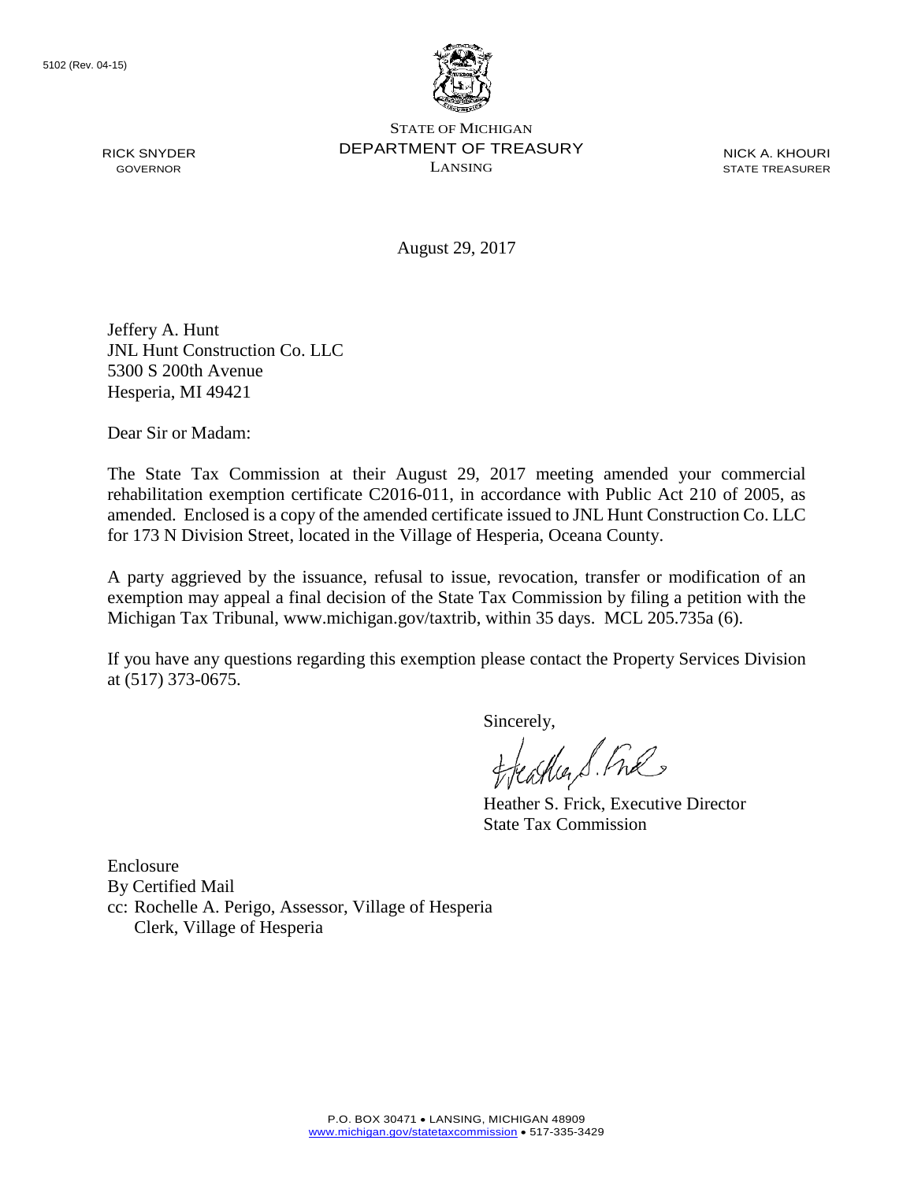5102 (Rev. 04-15)

RICK SNYDER
GOVERNOR

STATE OF MICHIGAN
DEPARTMENT OF TREASURY
LANSING

NICK A. KHOURI
STATE TREASURER

August 29, 2017

Jeffery A. Hunt
JNL Hunt Construction Co. LLC
5300 S 200th Avenue
Hesperia, MI 49421

Dear Sir or Madam:

The State Tax Commission at their August 29, 2017 meeting amended your commercial rehabilitation exemption certificate C2016-011, in accordance with Public Act 210 of 2005, as amended. Enclosed is a copy of the amended certificate issued to JNL Hunt Construction Co. LLC for 173 N Division Street, located in the Village of Hesperia, Oceana County.

A party aggrieved by the issuance, refusal to issue, revocation, transfer or modification of an exemption may appeal a final decision of the State Tax Commission by filing a petition with the Michigan Tax Tribunal, www.michigan.gov/taxtrib, within 35 days. MCL 205.735a (6).

If you have any questions regarding this exemption please contact the Property Services Division at (517) 373-0675.

Sincerely,

Heather S. Frick, Executive Director
State Tax Commission

Enclosure
By Certified Mail
cc: Rochelle A. Perigo, Assessor, Village of Hesperia
Clerk, Village of Hesperia

P.O. BOX 30471 • LANSING, MICHIGAN 48909
www.michigan.gov/statetaxcommission • 517-335-3429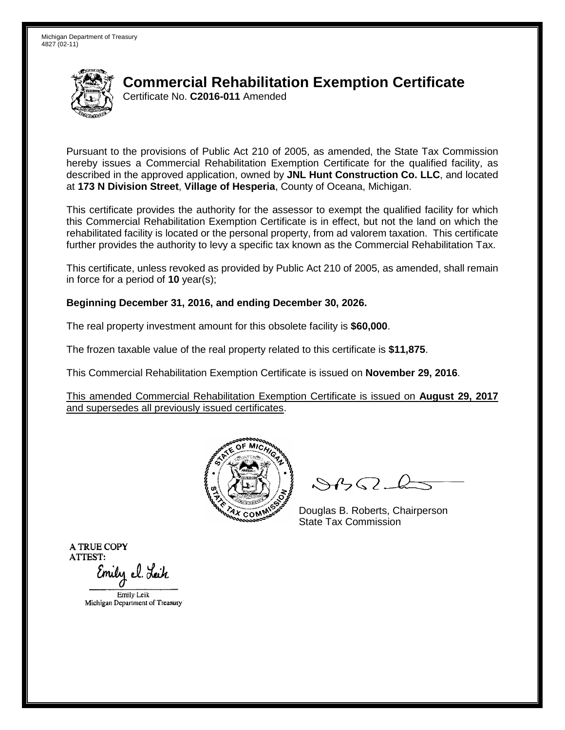Michigan Department of Treasury
4827 (02-11)

# Commercial Rehabilitation Exemption Certificate

Certificate No. **C2016-011** Amended

Pursuant to the provisions of Public Act 210 of 2005, as amended, the State Tax Commission hereby issues a Commercial Rehabilitation Exemption Certificate for the qualified facility, as described in the approved application, owned by **JNL Hunt Construction Co. LLC**, and located at **173 N Division Street**, **Village of Hesperia**, County of Oceana, Michigan.

This certificate provides the authority for the assessor to exempt the qualified facility for which this Commercial Rehabilitation Exemption Certificate is in effect, but not the land on which the rehabilitated facility is located or the personal property, from ad valorem taxation. This certificate further provides the authority to levy a specific tax known as the Commercial Rehabilitation Tax.

This certificate, unless revoked as provided by Public Act 210 of 2005, as amended, shall remain in force for a period of **10** year(s);

**Beginning December 31, 2016, and ending December 30, 2026.**

The real property investment amount for this obsolete facility is **$60,000**.

The frozen taxable value of the real property related to this certificate is **$11,875**.

This Commercial Rehabilitation Exemption Certificate is issued on **November 29, 2016**.

This amended Commercial Rehabilitation Exemption Certificate is issued on **August 29, 2017** and supersedes all previously issued certificates.

Douglas B. Roberts, Chairperson
State Tax Commission

A TRUE COPY
ATTEST:

Emily Leik
Michigan Department of Treasury